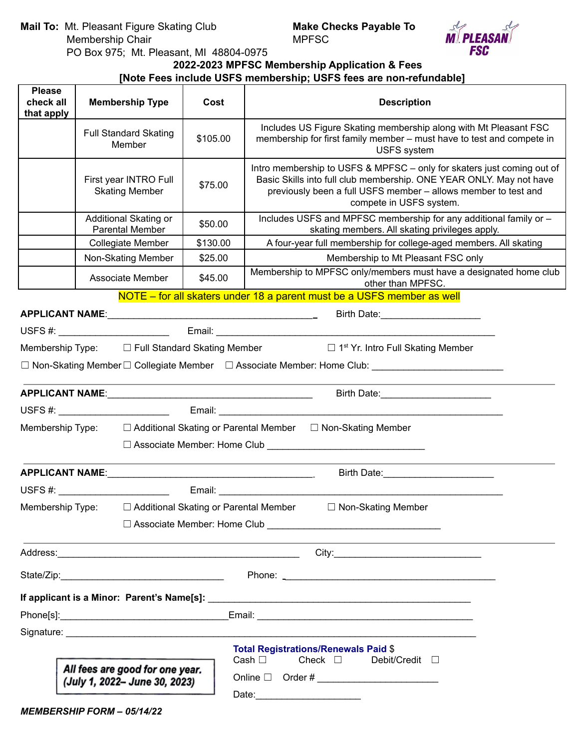**Mail To:** Mt. Pleasant Figure Skating Club
Membership Chair
PO Box 975; Mt. Pleasant, MI 48804-0975

**Make Checks Payable To**
MPFSC

MT. PLEASANT FSC

## 2022-2023 MPFSC Membership Application & Fees

**[Note Fees include USFS membership; USFS fees are non-refundable]**

| Please check all that apply | Membership Type | Cost | Description |
|---|---|---|---|
| | Full Standard Skating Member | $105.00 | Includes US Figure Skating membership along with Mt Pleasant FSC membership for first family member – must have to test and compete in USFS system |
| | First year INTRO Full Skating Member | $75.00 | Intro membership to USFS & MPFSC – only for skaters just coming out of Basic Skills into full club membership. ONE YEAR ONLY. May not have previously been a full USFS member – allows member to test and compete in USFS system. |
| | Additional Skating or Parental Member | $50.00 | Includes USFS and MPFSC membership for any additional family or – skating members. All skating privileges apply. |
| | Collegiate Member | $130.00 | A four-year full membership for college-aged members. All skating |
| | Non-Skating Member | $25.00 | Membership to Mt Pleasant FSC only |
| | Associate Member | $45.00 | Membership to MPFSC only/members must have a designated home club other than MPFSC. |

NOTE – for all skaters under 18 a parent must be a USFS member as well

**APPLICANT NAME**:________________________________________ Birth Date:___________________

USFS #: _____________________ Email: ______________________________________________________

Membership Type: ☐ Full Standard Skating Member ☐ 1st Yr. Intro Full Skating Member

☐ Non-Skating Member ☐ Collegiate Member ☐ Associate Member: Home Club: ________________________

---

**APPLICANT NAME**:________________________________________ Birth Date:_____________________

USFS #: _____________________ Email: _______________________________________________________

Membership Type: ☐ Additional Skating or Parental Member ☐ Non-Skating Member

☐ Associate Member: Home Club ______________________________

---

**APPLICANT NAME**:________________________________________ Birth Date:_____________________

USFS #: _____________________ Email: _______________________________________________________

Membership Type: ☐ Additional Skating or Parental Member ☐ Non-Skating Member

☐ Associate Member: Home Club _________________________________

---

Address:________________________________________________ City:____________________________

State/Zip:________________________________ Phone: __________________________________________

**If applicant is a Minor: Parent's Name[s]:** ____________________________________________________

Phone[s]:________________________________Email: __________________________________________

Signature: ____________________________________________________________________________

***All fees are good for one year. (July 1, 2022– June 30, 2023)***

**Total Registrations/Renewals Paid** $
Cash ☐ Check ☐ Debit/Credit ☐

Online ☐ Order # ______________________

Date:____________________

***MEMBERSHIP FORM – 05/14/22***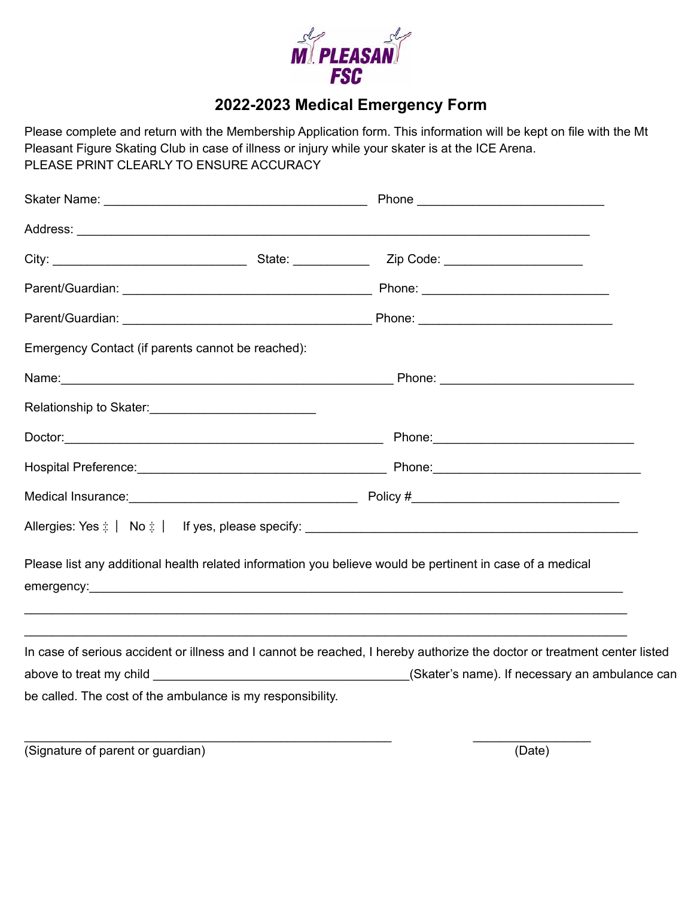MT PLEASANT FSC

## 2022-2023 Medical Emergency Form

Please complete and return with the Membership Application form. This information will be kept on file with the Mt Pleasant Figure Skating Club in case of illness or injury while your skater is at the ICE Arena.
PLEASE PRINT CLEARLY TO ENSURE ACCURACY

Skater Name: ________________________________________ Phone ____________________________

Address: ______________________________________________________________________________

City: ____________________________ State: ___________ Zip Code: ____________________

Parent/Guardian: _____________________________________ Phone: ____________________________

Parent/Guardian: _____________________________________ Phone: _____________________________

Emergency Contact (if parents cannot be reached):

Name:_________________________________________________ Phone: _____________________________

Relationship to Skater:_________________________

Doctor:________________________________________________ Phone:______________________________

Hospital Preference:_____________________________________ Phone:_______________________________

Medical Insurance:__________________________________ Policy #_______________________________

Allergies: Yes ⁑ | No ⁑ | If yes, please specify: ________________________________________________

Please list any additional health related information you believe would be pertinent in case of a medical emergency:________________________________________________________________________________

_______________________________________________________________________________________________

_______________________________________________________________________________________________

In case of serious accident or illness and I cannot be reached, I hereby authorize the doctor or treatment center listed above to treat my child ______________________________________(Skater's name). If necessary an ambulance can be called. The cost of the ambulance is my responsibility.

_______________________________________________________ __________________

(Signature of parent or guardian) (Date)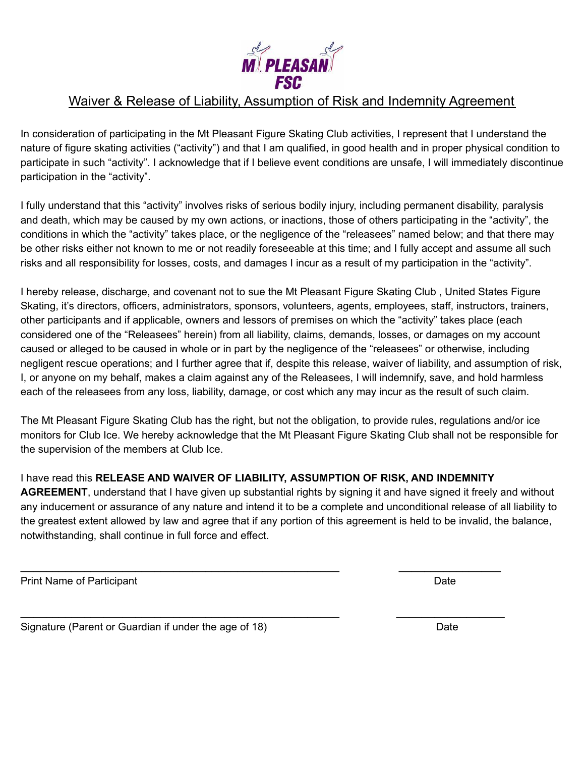MT. PLEASANT FSC

## Waiver & Release of Liability, Assumption of Risk and Indemnity Agreement

In consideration of participating in the Mt Pleasant Figure Skating Club activities, I represent that I understand the nature of figure skating activities ("activity") and that I am qualified, in good health and in proper physical condition to participate in such "activity". I acknowledge that if I believe event conditions are unsafe, I will immediately discontinue participation in the "activity".

I fully understand that this "activity" involves risks of serious bodily injury, including permanent disability, paralysis and death, which may be caused by my own actions, or inactions, those of others participating in the "activity", the conditions in which the "activity" takes place, or the negligence of the "releasees" named below; and that there may be other risks either not known to me or not readily foreseeable at this time; and I fully accept and assume all such risks and all responsibility for losses, costs, and damages I incur as a result of my participation in the "activity".

I hereby release, discharge, and covenant not to sue the Mt Pleasant Figure Skating Club , United States Figure Skating, it's directors, officers, administrators, sponsors, volunteers, agents, employees, staff, instructors, trainers, other participants and if applicable, owners and lessors of premises on which the "activity" takes place (each considered one of the "Releasees" herein) from all liability, claims, demands, losses, or damages on my account caused or alleged to be caused in whole or in part by the negligence of the "releasees" or otherwise, including negligent rescue operations; and I further agree that if, despite this release, waiver of liability, and assumption of risk, I, or anyone on my behalf, makes a claim against any of the Releasees, I will indemnify, save, and hold harmless each of the releasees from any loss, liability, damage, or cost which any may incur as the result of such claim.

The Mt Pleasant Figure Skating Club has the right, but not the obligation, to provide rules, regulations and/or ice monitors for Club Ice. We hereby acknowledge that the Mt Pleasant Figure Skating Club shall not be responsible for the supervision of the members at Club Ice.

I have read this **RELEASE AND WAIVER OF LIABILITY, ASSUMPTION OF RISK, AND INDEMNITY AGREEMENT**, understand that I have given up substantial rights by signing it and have signed it freely and without any inducement or assurance of any nature and intend it to be a complete and unconditional release of all liability to the greatest extent allowed by law and agree that if any portion of this agreement is held to be invalid, the balance, notwithstanding, shall continue in full force and effect.

_______________________________________________________ __________________

Print Name of Participant Date

_______________________________________________________ __________________

Signature (Parent or Guardian if under the age of 18) Date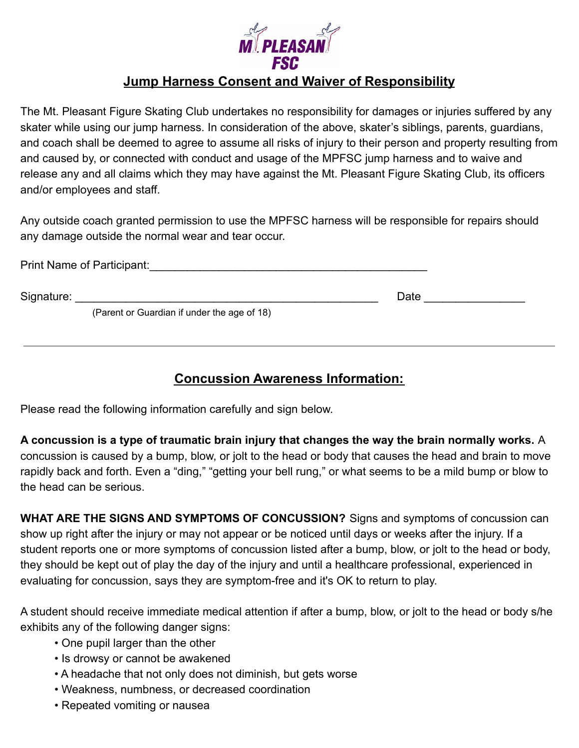MT. PLEASANT FSC

## Jump Harness Consent and Waiver of Responsibility

The Mt. Pleasant Figure Skating Club undertakes no responsibility for damages or injuries suffered by any skater while using our jump harness. In consideration of the above, skater's siblings, parents, guardians, and coach shall be deemed to agree to assume all risks of injury to their person and property resulting from and caused by, or connected with conduct and usage of the MPFSC jump harness and to waive and release any and all claims which they may have against the Mt. Pleasant Figure Skating Club, its officers and/or employees and staff.

Any outside coach granted permission to use the MPFSC harness will be responsible for repairs should any damage outside the normal wear and tear occur.

Print Name of Participant:_____________________________________________

Signature: _________________________________________________ Date ________________

(Parent or Guardian if under the age of 18)

---

## Concussion Awareness Information:

Please read the following information carefully and sign below.

**A concussion is a type of traumatic brain injury that changes the way the brain normally works.** A concussion is caused by a bump, blow, or jolt to the head or body that causes the head and brain to move rapidly back and forth. Even a "ding," "getting your bell rung," or what seems to be a mild bump or blow to the head can be serious.

**WHAT ARE THE SIGNS AND SYMPTOMS OF CONCUSSION?** Signs and symptoms of concussion can show up right after the injury or may not appear or be noticed until days or weeks after the injury. If a student reports one or more symptoms of concussion listed after a bump, blow, or jolt to the head or body, they should be kept out of play the day of the injury and until a healthcare professional, experienced in evaluating for concussion, says they are symptom-free and it's OK to return to play.

A student should receive immediate medical attention if after a bump, blow, or jolt to the head or body s/he exhibits any of the following danger signs:

- One pupil larger than the other
- Is drowsy or cannot be awakened
- A headache that not only does not diminish, but gets worse
- Weakness, numbness, or decreased coordination
- Repeated vomiting or nausea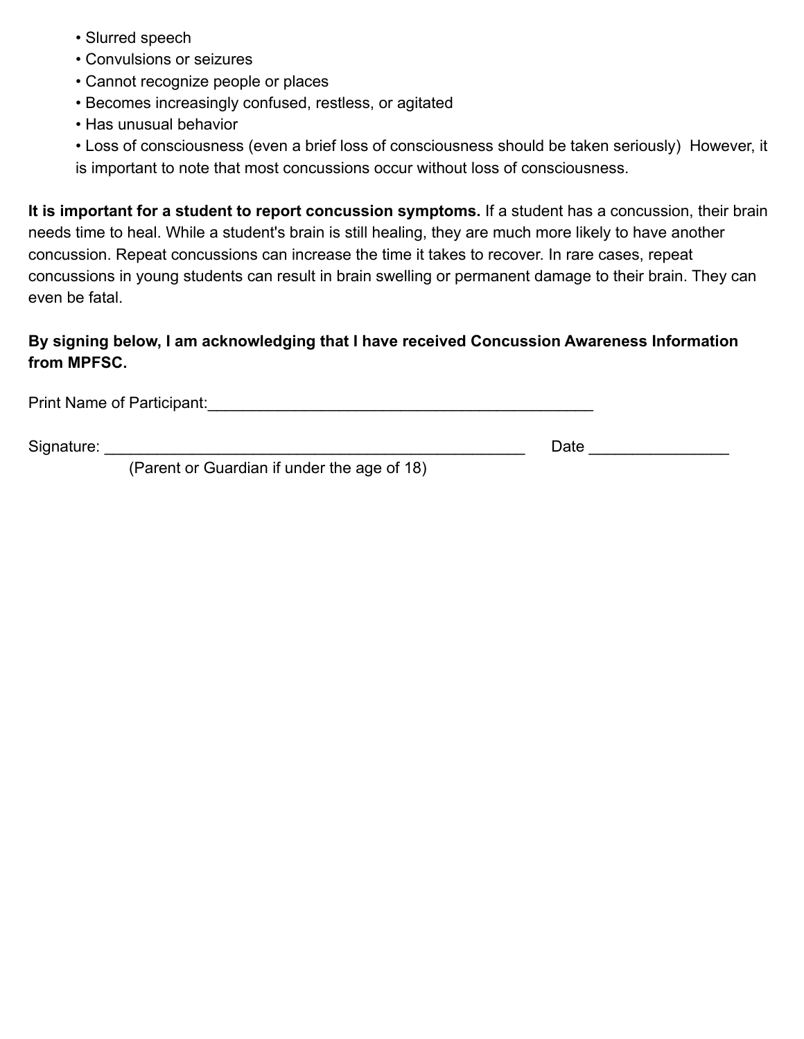- Slurred speech
- Convulsions or seizures
- Cannot recognize people or places
- Becomes increasingly confused, restless, or agitated
- Has unusual behavior
- Loss of consciousness (even a brief loss of consciousness should be taken seriously)  However, it is important to note that most concussions occur without loss of consciousness.

**It is important for a student to report concussion symptoms.** If a student has a concussion, their brain needs time to heal. While a student's brain is still healing, they are much more likely to have another concussion. Repeat concussions can increase the time it takes to recover. In rare cases, repeat concussions in young students can result in brain swelling or permanent damage to their brain. They can even be fatal.

**By signing below, I am acknowledging that I have received Concussion Awareness Information from MPFSC.**

Print Name of Participant:_____________________________________________

Signature: _________________________________________________ Date ________________
(Parent or Guardian if under the age of 18)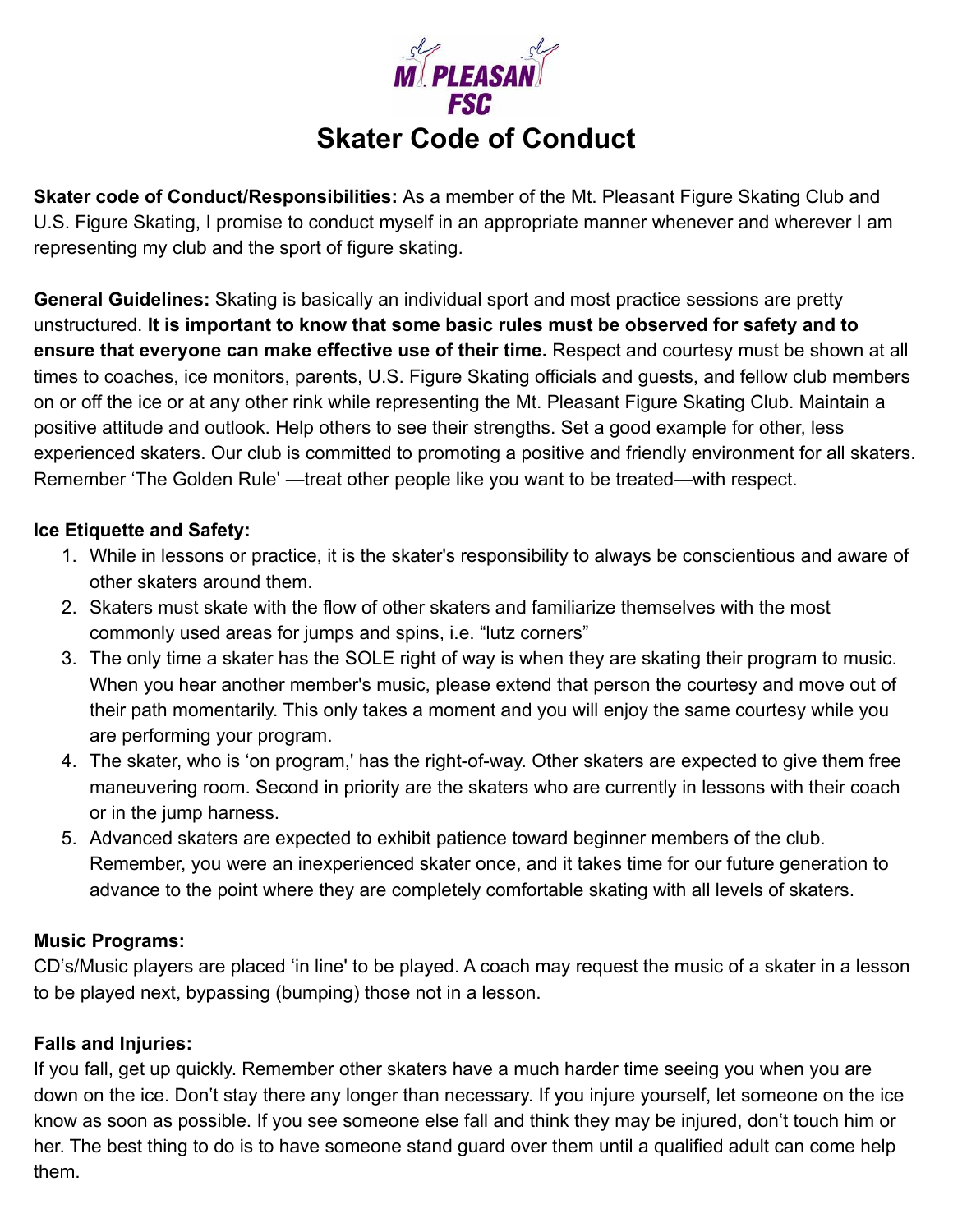# Skater Code of Conduct

**Skater code of Conduct/Responsibilities:** As a member of the Mt. Pleasant Figure Skating Club and U.S. Figure Skating, I promise to conduct myself in an appropriate manner whenever and wherever I am representing my club and the sport of figure skating.

**General Guidelines:** Skating is basically an individual sport and most practice sessions are pretty unstructured. **It is important to know that some basic rules must be observed for safety and to ensure that everyone can make effective use of their time.** Respect and courtesy must be shown at all times to coaches, ice monitors, parents, U.S. Figure Skating officials and guests, and fellow club members on or off the ice or at any other rink while representing the Mt. Pleasant Figure Skating Club. Maintain a positive attitude and outlook. Help others to see their strengths. Set a good example for other, less experienced skaters. Our club is committed to promoting a positive and friendly environment for all skaters. Remember 'The Golden Rule' —treat other people like you want to be treated—with respect.

**Ice Etiquette and Safety:**

1. While in lessons or practice, it is the skater's responsibility to always be conscientious and aware of other skaters around them.
2. Skaters must skate with the flow of other skaters and familiarize themselves with the most commonly used areas for jumps and spins, i.e. "lutz corners"
3. The only time a skater has the SOLE right of way is when they are skating their program to music. When you hear another member's music, please extend that person the courtesy and move out of their path momentarily. This only takes a moment and you will enjoy the same courtesy while you are performing your program.
4. The skater, who is 'on program,' has the right-of-way. Other skaters are expected to give them free maneuvering room. Second in priority are the skaters who are currently in lessons with their coach or in the jump harness.
5. Advanced skaters are expected to exhibit patience toward beginner members of the club. Remember, you were an inexperienced skater once, and it takes time for our future generation to advance to the point where they are completely comfortable skating with all levels of skaters.

**Music Programs:**

CD's/Music players are placed 'in line' to be played. A coach may request the music of a skater in a lesson to be played next, bypassing (bumping) those not in a lesson.

**Falls and Injuries:**

If you fall, get up quickly. Remember other skaters have a much harder time seeing you when you are down on the ice. Don't stay there any longer than necessary. If you injure yourself, let someone on the ice know as soon as possible. If you see someone else fall and think they may be injured, don't touch him or her. The best thing to do is to have someone stand guard over them until a qualified adult can come help them.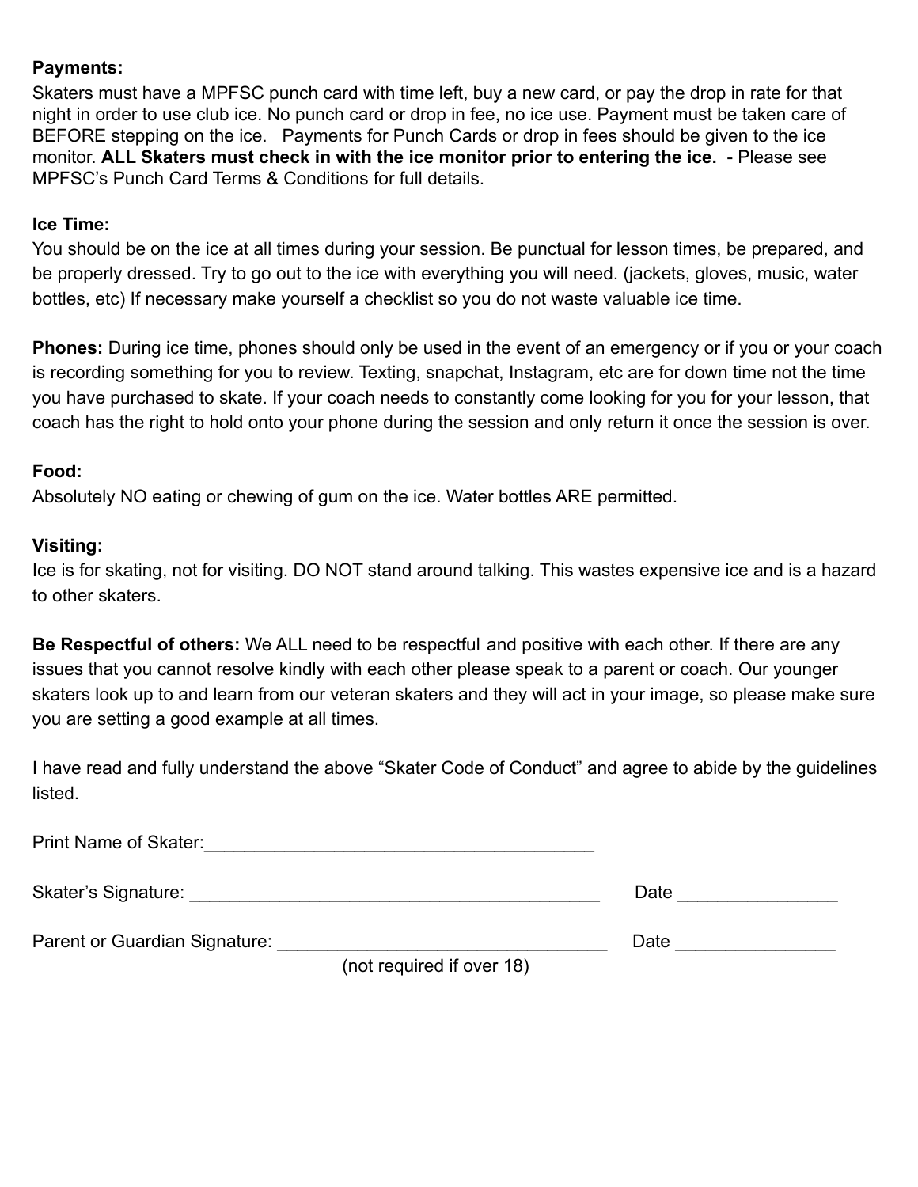**Payments:**
Skaters must have a MPFSC punch card with time left, buy a new card, or pay the drop in rate for that night in order to use club ice. No punch card or drop in fee, no ice use. Payment must be taken care of BEFORE stepping on the ice. Payments for Punch Cards or drop in fees should be given to the ice monitor. **ALL Skaters must check in with the ice monitor prior to entering the ice.** - Please see MPFSC's Punch Card Terms & Conditions for full details.

**Ice Time:**
You should be on the ice at all times during your session. Be punctual for lesson times, be prepared, and be properly dressed. Try to go out to the ice with everything you will need. (jackets, gloves, music, water bottles, etc) If necessary make yourself a checklist so you do not waste valuable ice time.

**Phones:** During ice time, phones should only be used in the event of an emergency or if you or your coach is recording something for you to review. Texting, snapchat, Instagram, etc are for down time not the time you have purchased to skate. If your coach needs to constantly come looking for you for your lesson, that coach has the right to hold onto your phone during the session and only return it once the session is over.

**Food:**
Absolutely NO eating or chewing of gum on the ice. Water bottles ARE permitted.

**Visiting:**
Ice is for skating, not for visiting. DO NOT stand around talking. This wastes expensive ice and is a hazard to other skaters.

**Be Respectful of others:** We ALL need to be respectful and positive with each other. If there are any issues that you cannot resolve kindly with each other please speak to a parent or coach. Our younger skaters look up to and learn from our veteran skaters and they will act in your image, so please make sure you are setting a good example at all times.

I have read and fully understand the above "Skater Code of Conduct" and agree to abide by the guidelines listed.

Print Name of Skater:_______________________________________

Skater's Signature: _________________________________________ Date ________________

Parent or Guardian Signature: _________________________________ Date ________________
(not required if over 18)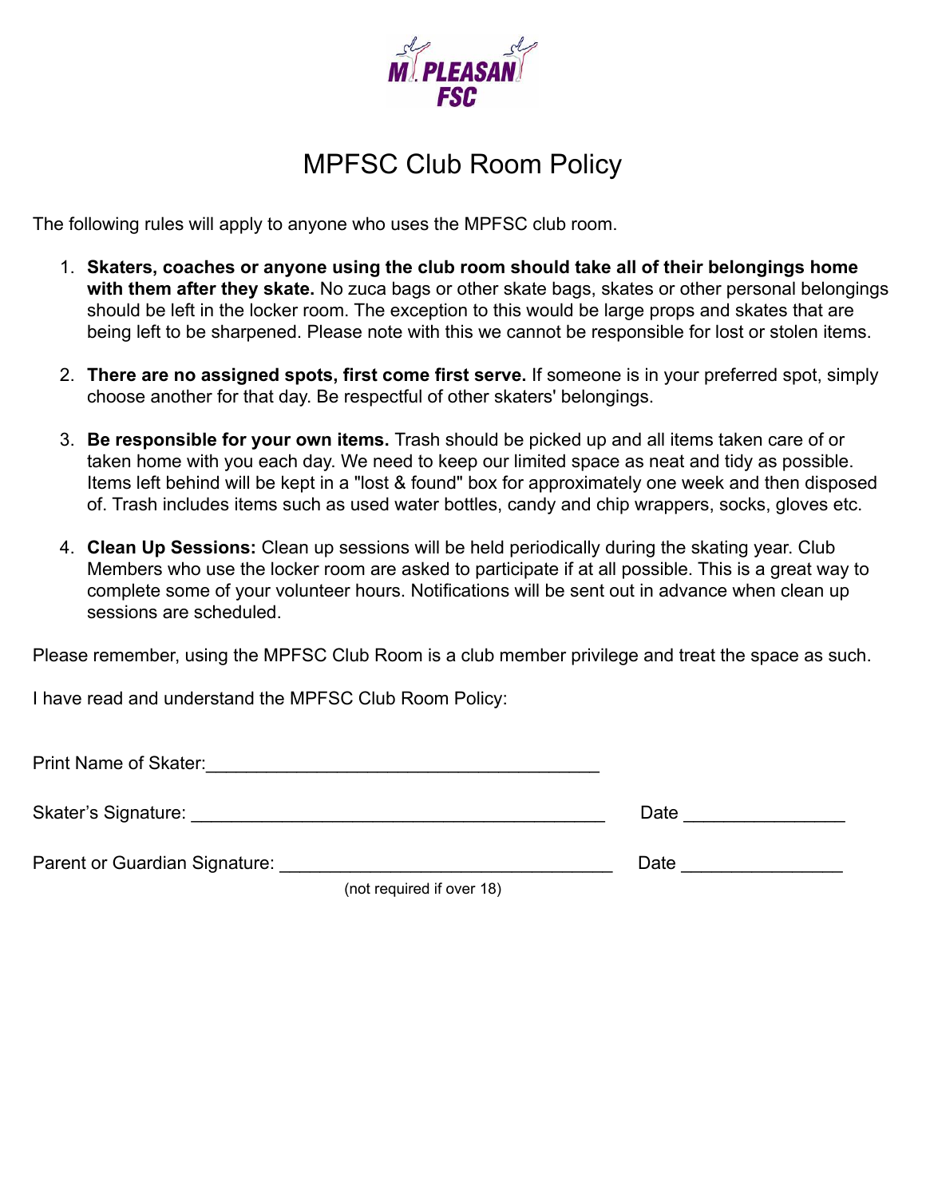# MPFSC Club Room Policy

The following rules will apply to anyone who uses the MPFSC club room.

1. **Skaters, coaches or anyone using the club room should take all of their belongings home with them after they skate.** No zuca bags or other skate bags, skates or other personal belongings should be left in the locker room. The exception to this would be large props and skates that are being left to be sharpened. Please note with this we cannot be responsible for lost or stolen items.

2. **There are no assigned spots, first come first serve.** If someone is in your preferred spot, simply choose another for that day. Be respectful of other skaters' belongings.

3. **Be responsible for your own items.** Trash should be picked up and all items taken care of or taken home with you each day. We need to keep our limited space as neat and tidy as possible. Items left behind will be kept in a "lost & found" box for approximately one week and then disposed of. Trash includes items such as used water bottles, candy and chip wrappers, socks, gloves etc.

4. **Clean Up Sessions:** Clean up sessions will be held periodically during the skating year. Club Members who use the locker room are asked to participate if at all possible. This is a great way to complete some of your volunteer hours. Notifications will be sent out in advance when clean up sessions are scheduled.

Please remember, using the MPFSC Club Room is a club member privilege and treat the space as such.

I have read and understand the MPFSC Club Room Policy:

Print Name of Skater:_______________________________________

Skater's Signature: _________________________________________ Date ________________

Parent or Guardian Signature: _________________________________ Date ________________
(not required if over 18)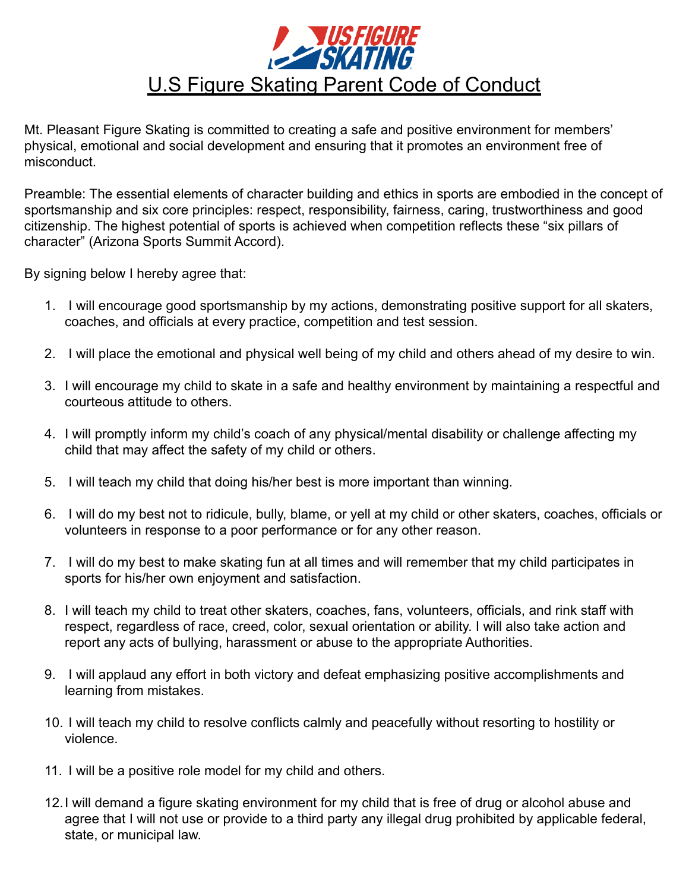# U.S Figure Skating Parent Code of Conduct

Mt. Pleasant Figure Skating is committed to creating a safe and positive environment for members' physical, emotional and social development and ensuring that it promotes an environment free of misconduct.

Preamble: The essential elements of character building and ethics in sports are embodied in the concept of sportsmanship and six core principles: respect, responsibility, fairness, caring, trustworthiness and good citizenship. The highest potential of sports is achieved when competition reflects these "six pillars of character" (Arizona Sports Summit Accord).

By signing below I hereby agree that:

1. I will encourage good sportsmanship by my actions, demonstrating positive support for all skaters, coaches, and officials at every practice, competition and test session.
2. I will place the emotional and physical well being of my child and others ahead of my desire to win.
3. I will encourage my child to skate in a safe and healthy environment by maintaining a respectful and courteous attitude to others.
4. I will promptly inform my child's coach of any physical/mental disability or challenge affecting my child that may affect the safety of my child or others.
5. I will teach my child that doing his/her best is more important than winning.
6. I will do my best not to ridicule, bully, blame, or yell at my child or other skaters, coaches, officials or volunteers in response to a poor performance or for any other reason.
7. I will do my best to make skating fun at all times and will remember that my child participates in sports for his/her own enjoyment and satisfaction.
8. I will teach my child to treat other skaters, coaches, fans, volunteers, officials, and rink staff with respect, regardless of race, creed, color, sexual orientation or ability. I will also take action and report any acts of bullying, harassment or abuse to the appropriate Authorities.
9. I will applaud any effort in both victory and defeat emphasizing positive accomplishments and learning from mistakes.
10. I will teach my child to resolve conflicts calmly and peacefully without resorting to hostility or violence.
11. I will be a positive role model for my child and others.
12. I will demand a figure skating environment for my child that is free of drug or alcohol abuse and agree that I will not use or provide to a third party any illegal drug prohibited by applicable federal, state, or municipal law.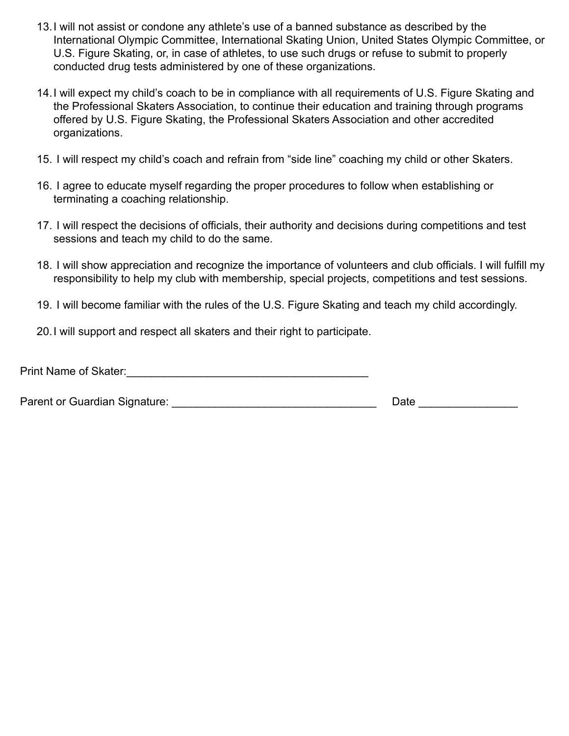13. I will not assist or condone any athlete's use of a banned substance as described by the International Olympic Committee, International Skating Union, United States Olympic Committee, or U.S. Figure Skating, or, in case of athletes, to use such drugs or refuse to submit to properly conducted drug tests administered by one of these organizations.

14. I will expect my child's coach to be in compliance with all requirements of U.S. Figure Skating and the Professional Skaters Association, to continue their education and training through programs offered by U.S. Figure Skating, the Professional Skaters Association and other accredited organizations.

15. I will respect my child's coach and refrain from "side line" coaching my child or other Skaters.

16. I agree to educate myself regarding the proper procedures to follow when establishing or terminating a coaching relationship.

17. I will respect the decisions of officials, their authority and decisions during competitions and test sessions and teach my child to do the same.

18. I will show appreciation and recognize the importance of volunteers and club officials. I will fulfill my responsibility to help my club with membership, special projects, competitions and test sessions.

19. I will become familiar with the rules of the U.S. Figure Skating and teach my child accordingly.

20. I will support and respect all skaters and their right to participate.

Print Name of Skater:_______________________________________

Parent or Guardian Signature: _________________________________ Date ________________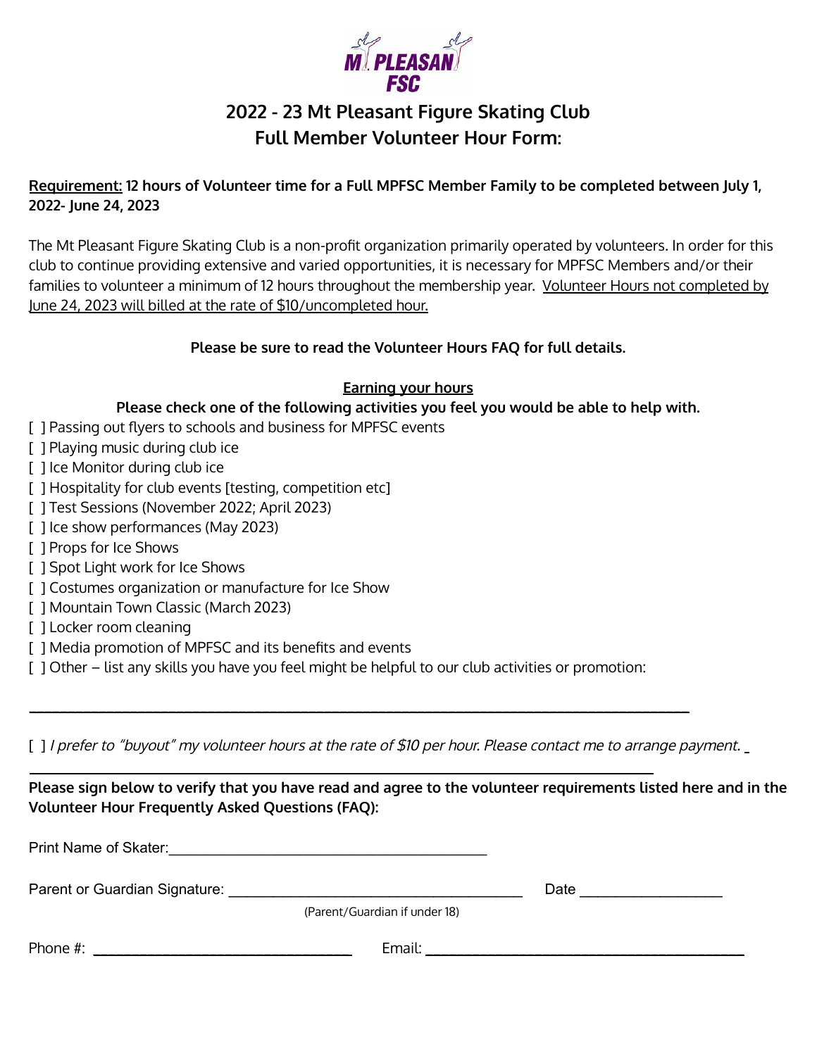# 2022 - 23 Mt Pleasant Figure Skating Club
# Full Member Volunteer Hour Form:

**Requirement: 12 hours of Volunteer time for a Full MPFSC Member Family to be completed between July 1, 2022- June 24, 2023**

The Mt Pleasant Figure Skating Club is a non-profit organization primarily operated by volunteers. In order for this club to continue providing extensive and varied opportunities, it is necessary for MPFSC Members and/or their families to volunteer a minimum of 12 hours throughout the membership year. Volunteer Hours not completed by June 24, 2023 will billed at the rate of $10/uncompleted hour.

**Please be sure to read the Volunteer Hours FAQ for full details.**

**Earning your hours**

**Please check one of the following activities you feel you would be able to help with.**

[ ] Passing out flyers to schools and business for MPFSC events
[ ] Playing music during club ice
[ ] Ice Monitor during club ice
[ ] Hospitality for club events [testing, competition etc]
[ ] Test Sessions (November 2022; April 2023)
[ ] Ice show performances (May 2023)
[ ] Props for Ice Shows
[ ] Spot Light work for Ice Shows
[ ] Costumes organization or manufacture for Ice Show
[ ] Mountain Town Classic (March 2023)
[ ] Locker room cleaning
[ ] Media promotion of MPFSC and its benefits and events
[ ] Other – list any skills you have you feel might be helpful to our club activities or promotion:

______________________________________________________________________________

[ ] *I prefer to "buyout" my volunteer hours at the rate of $10 per hour. Please contact me to arrange payment.* ___

**Please sign below to verify that you have read and agree to the volunteer requirements listed here and in the Volunteer Hour Frequently Asked Questions (FAQ):**

Print Name of Skater: ________________________________________

Parent or Guardian Signature: ________________________________ Date ________________

(Parent/Guardian if under 18)

Phone #: ____________________________ Email: ____________________________________